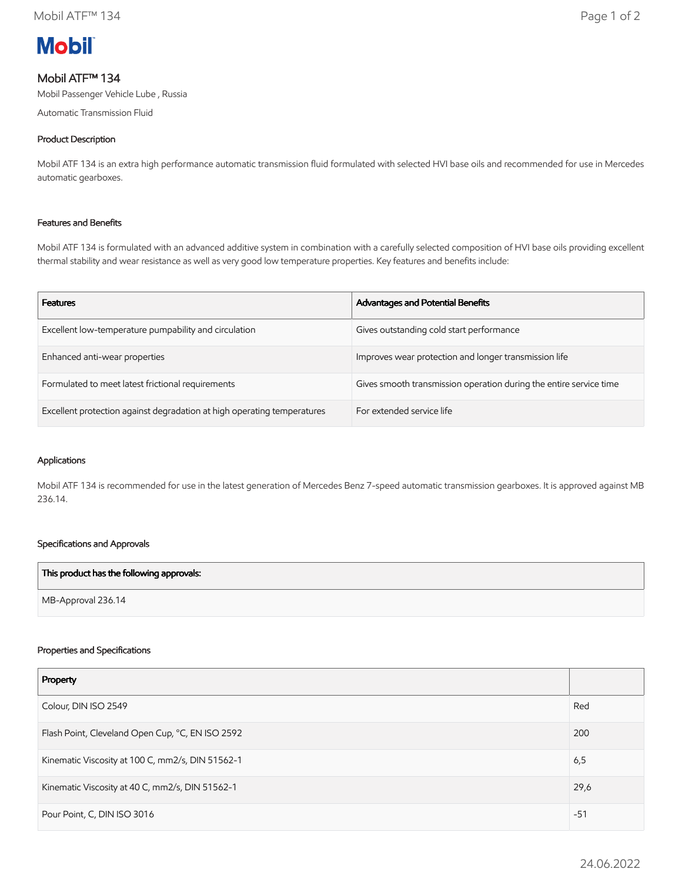# Mobil

## Mobil ATF™ 134

Mobil Passenger Vehicle Lube , Russia

Automatic Transmission Fluid

### Product Description

Mobil ATF 134 is an extra high performance automatic transmission fluid formulated with selected HVI base oils and recommended for use in Mercedes automatic gearboxes.

### Features and Benefits

Mobil ATF 134 is formulated with an advanced additive system in combination with a carefully selected composition of HVI base oils providing excellent thermal stability and wear resistance as well as very good low temperature properties. Key features and benefits include:

| Features | Advantages and Potential Benefits |
|---|---|
| Excellent low-temperature pumpability and circulation | Gives outstanding cold start performance |
| Enhanced anti-wear properties | Improves wear protection and longer transmission life |
| Formulated to meet latest frictional requirements | Gives smooth transmission operation during the entire service time |
| Excellent protection against degradation at high operating temperatures | For extended service life |

### Applications

Mobil ATF 134 is recommended for use in the latest generation of Mercedes Benz 7-speed automatic transmission gearboxes. It is approved against MB 236.14.

### Specifications and Approvals

| This product has the following approvals: |
|---|
| MB-Approval 236.14 |

### Properties and Specifications

| Property | |
|---|---|
| Colour, DIN ISO 2549 | Red |
| Flash Point, Cleveland Open Cup, °C, EN ISO 2592 | 200 |
| Kinematic Viscosity at 100 C, mm2/s, DIN 51562-1 | 6,5 |
| Kinematic Viscosity at 40 C, mm2/s, DIN 51562-1 | 29,6 |
| Pour Point, C, DIN ISO 3016 | -51 |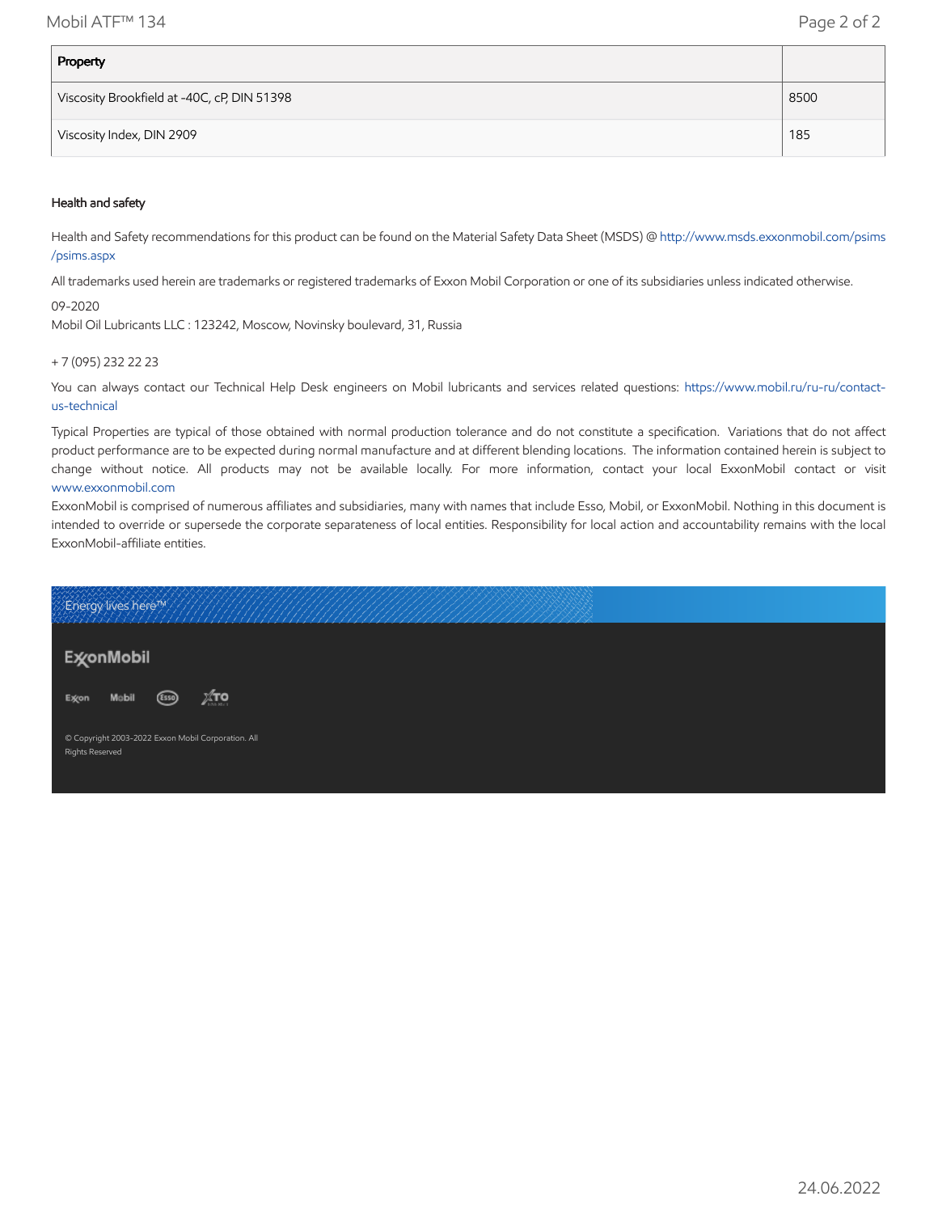| Property | |
|---|---|
| Viscosity Brookfield at -40C, cP, DIN 51398 | 8500 |
| Viscosity Index, DIN 2909 | 185 |

### Health and safety

Health and Safety recommendations for this product can be found on the Material Safety Data Sheet (MSDS) @ http://www.msds.exxonmobil.com/psims/psims.aspx

All trademarks used herein are trademarks or registered trademarks of Exxon Mobil Corporation or one of its subsidiaries unless indicated otherwise.

09-2020

Mobil Oil Lubricants LLC : 123242, Moscow, Novinsky boulevard, 31, Russia

+ 7 (095) 232 22 23

You can always contact our Technical Help Desk engineers on Mobil lubricants and services related questions: https://www.mobil.ru/ru-ru/contact-us-technical

Typical Properties are typical of those obtained with normal production tolerance and do not constitute a specification. Variations that do not affect product performance are to be expected during normal manufacture and at different blending locations. The information contained herein is subject to change without notice. All products may not be available locally. For more information, contact your local ExxonMobil contact or visit www.exxonmobil.com

ExxonMobil is comprised of numerous affiliates and subsidiaries, many with names that include Esso, Mobil, or ExxonMobil. Nothing in this document is intended to override or supersede the corporate separateness of local entities. Responsibility for local action and accountability remains with the local ExxonMobil-affiliate entities.

Energy lives here™

ExxonMobil

Exxon Mobil Esso XTO

© Copyright 2003-2022 Exxon Mobil Corporation. All Rights Reserved

24.06.2022